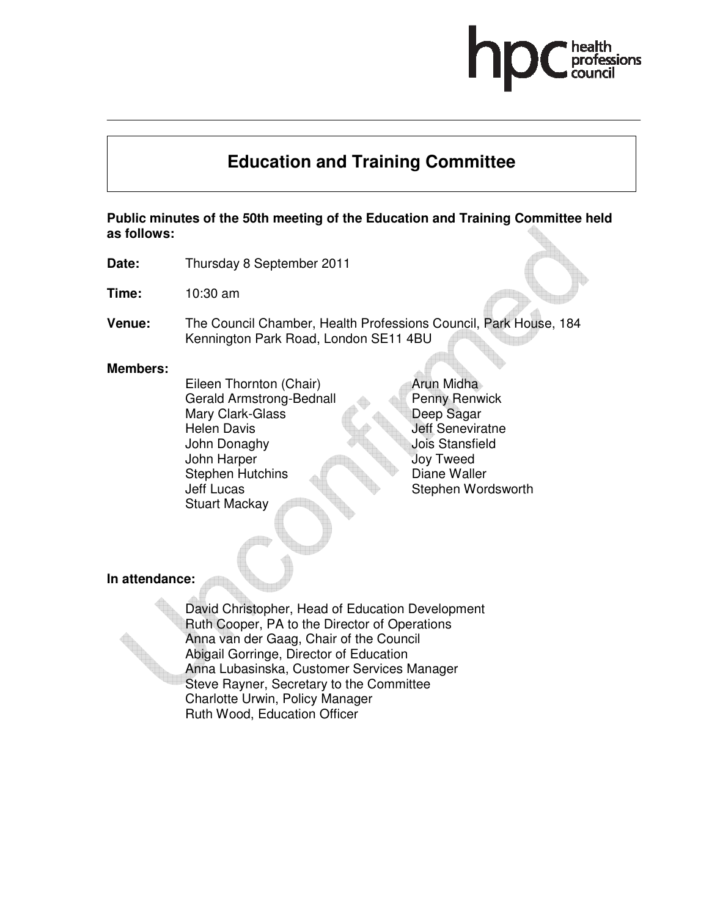# Education and Training Committee

**Public minutes of the 50th meeting of the Education and Training Committee held as follows:**

**Date:** Thursday 8 September 2011

**Time:** 10:30 am

**Venue:** The Council Chamber, Health Professions Council, Park House, 184 Kennington Park Road, London SE11 4BU

**Members:**

Eileen Thornton (Chair)
Gerald Armstrong-Bednall
Mary Clark-Glass
Helen Davis
John Donaghy
John Harper
Stephen Hutchins
Jeff Lucas
Stuart Mackay
Arun Midha
Penny Renwick
Deep Sagar
Jeff Seneviratne
Jois Stansfield
Joy Tweed
Diane Waller
Stephen Wordsworth

**In attendance:**

David Christopher, Head of Education Development
Ruth Cooper, PA to the Director of Operations
Anna van der Gaag, Chair of the Council
Abigail Gorringe, Director of Education
Anna Lubasinska, Customer Services Manager
Steve Rayner, Secretary to the Committee
Charlotte Urwin, Policy Manager
Ruth Wood, Education Officer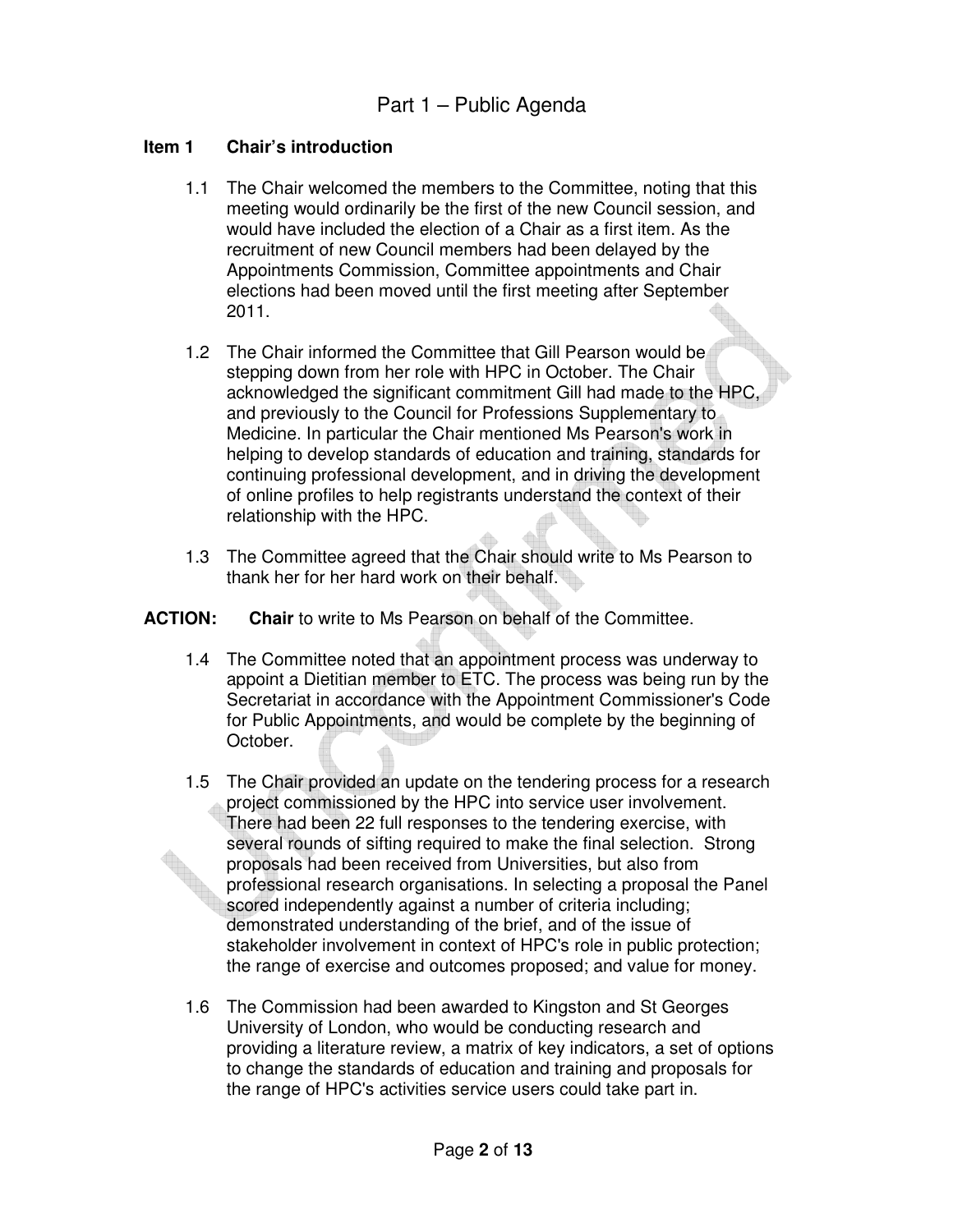## Part 1 – Public Agenda

### Item 1 Chair's introduction

1.1 The Chair welcomed the members to the Committee, noting that this meeting would ordinarily be the first of the new Council session, and would have included the election of a Chair as a first item. As the recruitment of new Council members had been delayed by the Appointments Commission, Committee appointments and Chair elections had been moved until the first meeting after September 2011.

1.2 The Chair informed the Committee that Gill Pearson would be stepping down from her role with HPC in October. The Chair acknowledged the significant commitment Gill had made to the HPC, and previously to the Council for Professions Supplementary to Medicine. In particular the Chair mentioned Ms Pearson's work in helping to develop standards of education and training, standards for continuing professional development, and in driving the development of online profiles to help registrants understand the context of their relationship with the HPC.

1.3 The Committee agreed that the Chair should write to Ms Pearson to thank her for her hard work on their behalf.

**ACTION:** **Chair** to write to Ms Pearson on behalf of the Committee.

1.4 The Committee noted that an appointment process was underway to appoint a Dietitian member to ETC. The process was being run by the Secretariat in accordance with the Appointment Commissioner's Code for Public Appointments, and would be complete by the beginning of October.

1.5 The Chair provided an update on the tendering process for a research project commissioned by the HPC into service user involvement. There had been 22 full responses to the tendering exercise, with several rounds of sifting required to make the final selection. Strong proposals had been received from Universities, but also from professional research organisations. In selecting a proposal the Panel scored independently against a number of criteria including; demonstrated understanding of the brief, and of the issue of stakeholder involvement in context of HPC's role in public protection; the range of exercise and outcomes proposed; and value for money.

1.6 The Commission had been awarded to Kingston and St Georges University of London, who would be conducting research and providing a literature review, a matrix of key indicators, a set of options to change the standards of education and training and proposals for the range of HPC's activities service users could take part in.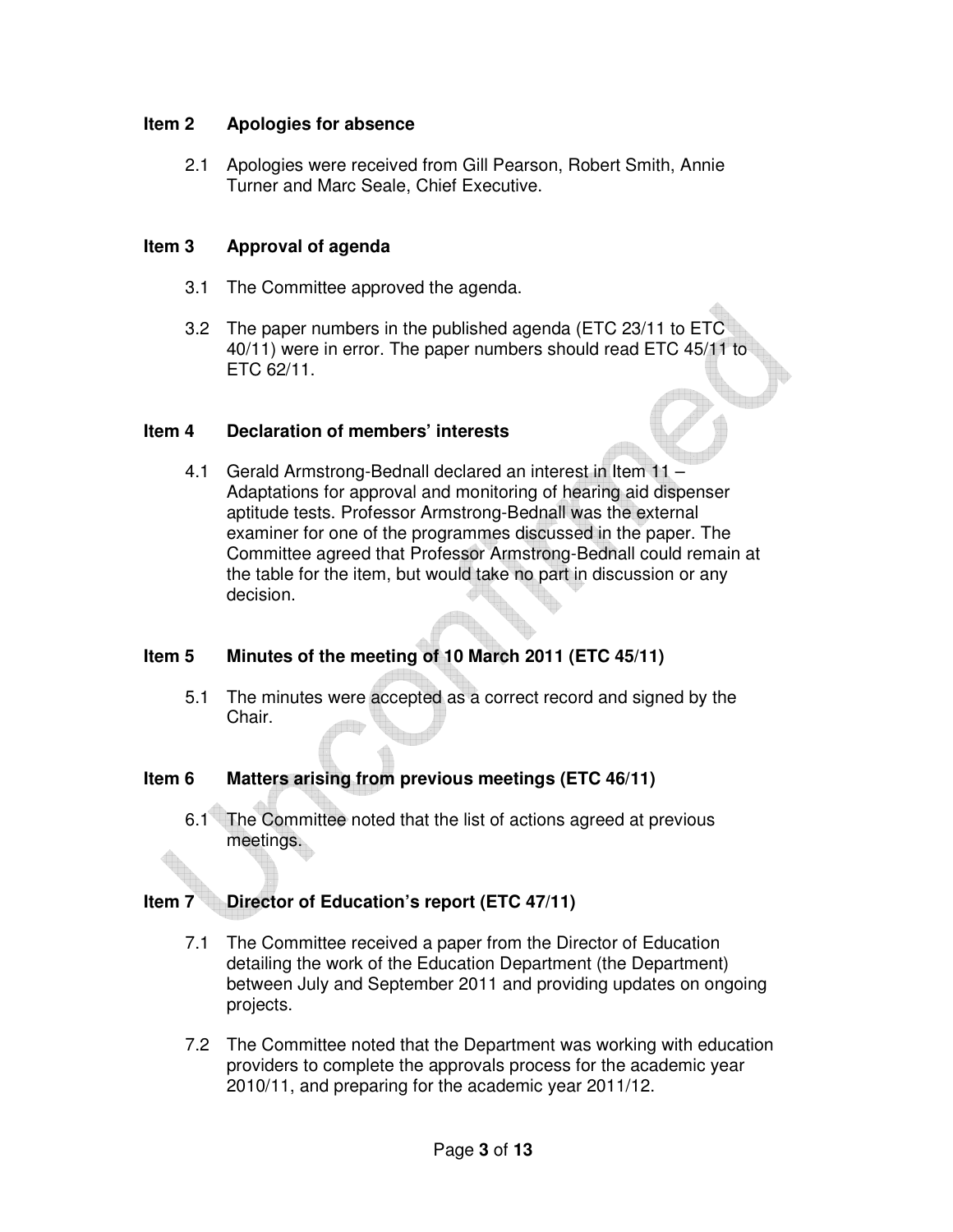## Item 2 Apologies for absence

2.1 Apologies were received from Gill Pearson, Robert Smith, Annie Turner and Marc Seale, Chief Executive.

## Item 3 Approval of agenda

3.1 The Committee approved the agenda.

3.2 The paper numbers in the published agenda (ETC 23/11 to ETC 40/11) were in error. The paper numbers should read ETC 45/11 to ETC 62/11.

## Item 4 Declaration of members' interests

4.1 Gerald Armstrong-Bednall declared an interest in Item 11 – Adaptations for approval and monitoring of hearing aid dispenser aptitude tests. Professor Armstrong-Bednall was the external examiner for one of the programmes discussed in the paper. The Committee agreed that Professor Armstrong-Bednall could remain at the table for the item, but would take no part in discussion or any decision.

## Item 5 Minutes of the meeting of 10 March 2011 (ETC 45/11)

5.1 The minutes were accepted as a correct record and signed by the Chair.

## Item 6 Matters arising from previous meetings (ETC 46/11)

6.1 The Committee noted that the list of actions agreed at previous meetings.

## Item 7 Director of Education's report (ETC 47/11)

7.1 The Committee received a paper from the Director of Education detailing the work of the Education Department (the Department) between July and September 2011 and providing updates on ongoing projects.

7.2 The Committee noted that the Department was working with education providers to complete the approvals process for the academic year 2010/11, and preparing for the academic year 2011/12.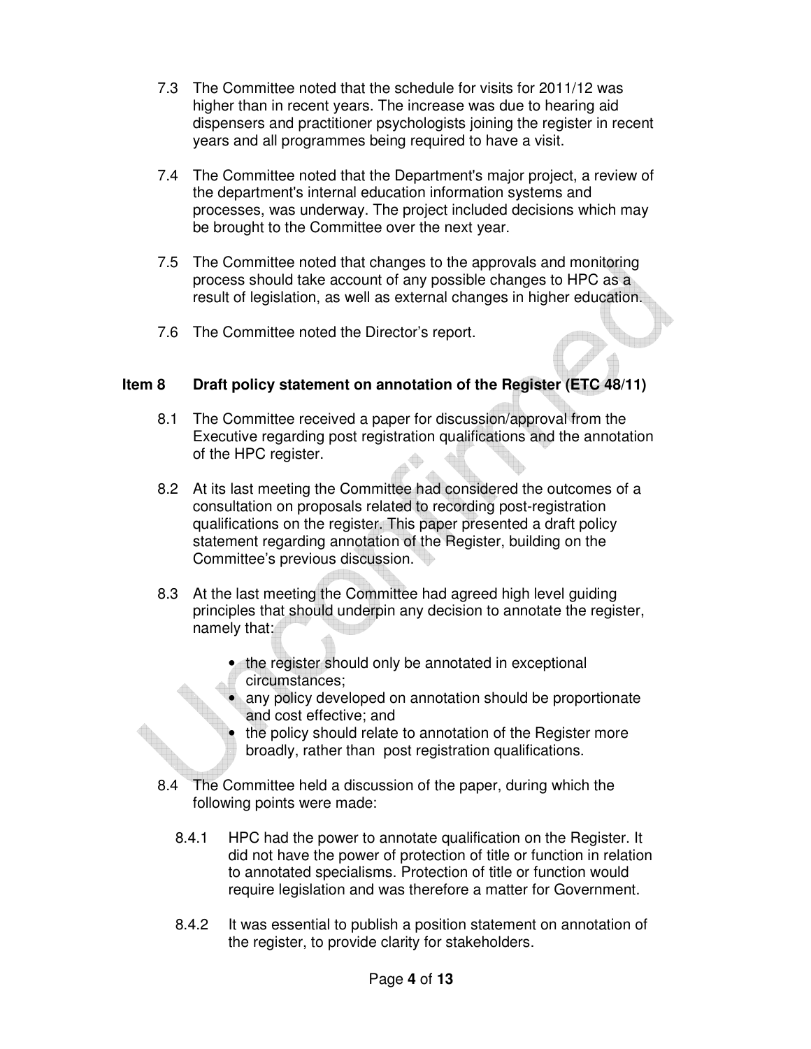7.3 The Committee noted that the schedule for visits for 2011/12 was higher than in recent years. The increase was due to hearing aid dispensers and practitioner psychologists joining the register in recent years and all programmes being required to have a visit.

7.4 The Committee noted that the Department's major project, a review of the department's internal education information systems and processes, was underway. The project included decisions which may be brought to the Committee over the next year.

7.5 The Committee noted that changes to the approvals and monitoring process should take account of any possible changes to HPC as a result of legislation, as well as external changes in higher education.

7.6 The Committee noted the Director's report.

## Item 8 Draft policy statement on annotation of the Register (ETC 48/11)

8.1 The Committee received a paper for discussion/approval from the Executive regarding post registration qualifications and the annotation of the HPC register.

8.2 At its last meeting the Committee had considered the outcomes of a consultation on proposals related to recording post-registration qualifications on the register. This paper presented a draft policy statement regarding annotation of the Register, building on the Committee's previous discussion.

8.3 At the last meeting the Committee had agreed high level guiding principles that should underpin any decision to annotate the register, namely that:

- the register should only be annotated in exceptional circumstances;
- any policy developed on annotation should be proportionate and cost effective; and
- the policy should relate to annotation of the Register more broadly, rather than post registration qualifications.

8.4 The Committee held a discussion of the paper, during which the following points were made:

8.4.1 HPC had the power to annotate qualification on the Register. It did not have the power of protection of title or function in relation to annotated specialisms. Protection of title or function would require legislation and was therefore a matter for Government.

8.4.2 It was essential to publish a position statement on annotation of the register, to provide clarity for stakeholders.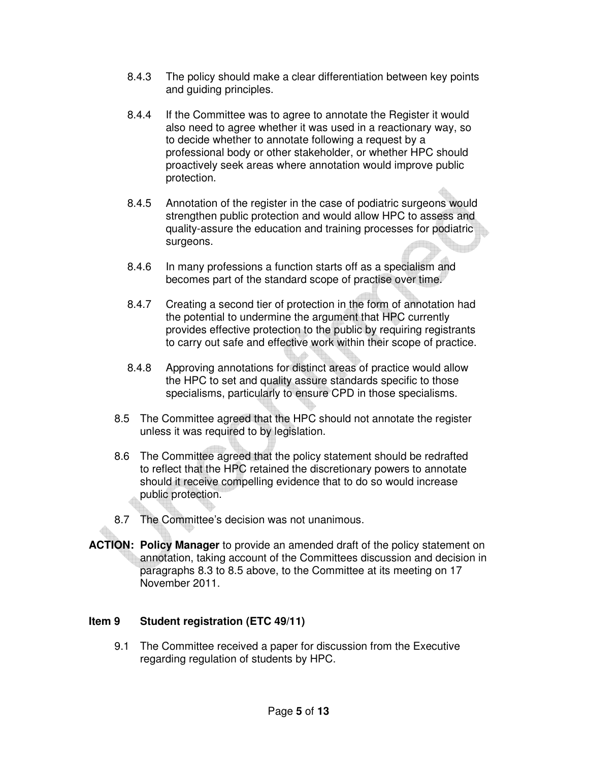8.4.3 The policy should make a clear differentiation between key points and guiding principles.

8.4.4 If the Committee was to agree to annotate the Register it would also need to agree whether it was used in a reactionary way, so to decide whether to annotate following a request by a professional body or other stakeholder, or whether HPC should proactively seek areas where annotation would improve public protection.

8.4.5 Annotation of the register in the case of podiatric surgeons would strengthen public protection and would allow HPC to assess and quality-assure the education and training processes for podiatric surgeons.

8.4.6 In many professions a function starts off as a specialism and becomes part of the standard scope of practise over time.

8.4.7 Creating a second tier of protection in the form of annotation had the potential to undermine the argument that HPC currently provides effective protection to the public by requiring registrants to carry out safe and effective work within their scope of practice.

8.4.8 Approving annotations for distinct areas of practice would allow the HPC to set and quality assure standards specific to those specialisms, particularly to ensure CPD in those specialisms.

8.5 The Committee agreed that the HPC should not annotate the register unless it was required to by legislation.

8.6 The Committee agreed that the policy statement should be redrafted to reflect that the HPC retained the discretionary powers to annotate should it receive compelling evidence that to do so would increase public protection.

8.7 The Committee's decision was not unanimous.

**ACTION: Policy Manager** to provide an amended draft of the policy statement on annotation, taking account of the Committees discussion and decision in paragraphs 8.3 to 8.5 above, to the Committee at its meeting on 17 November 2011.

## Item 9 Student registration (ETC 49/11)

9.1 The Committee received a paper for discussion from the Executive regarding regulation of students by HPC.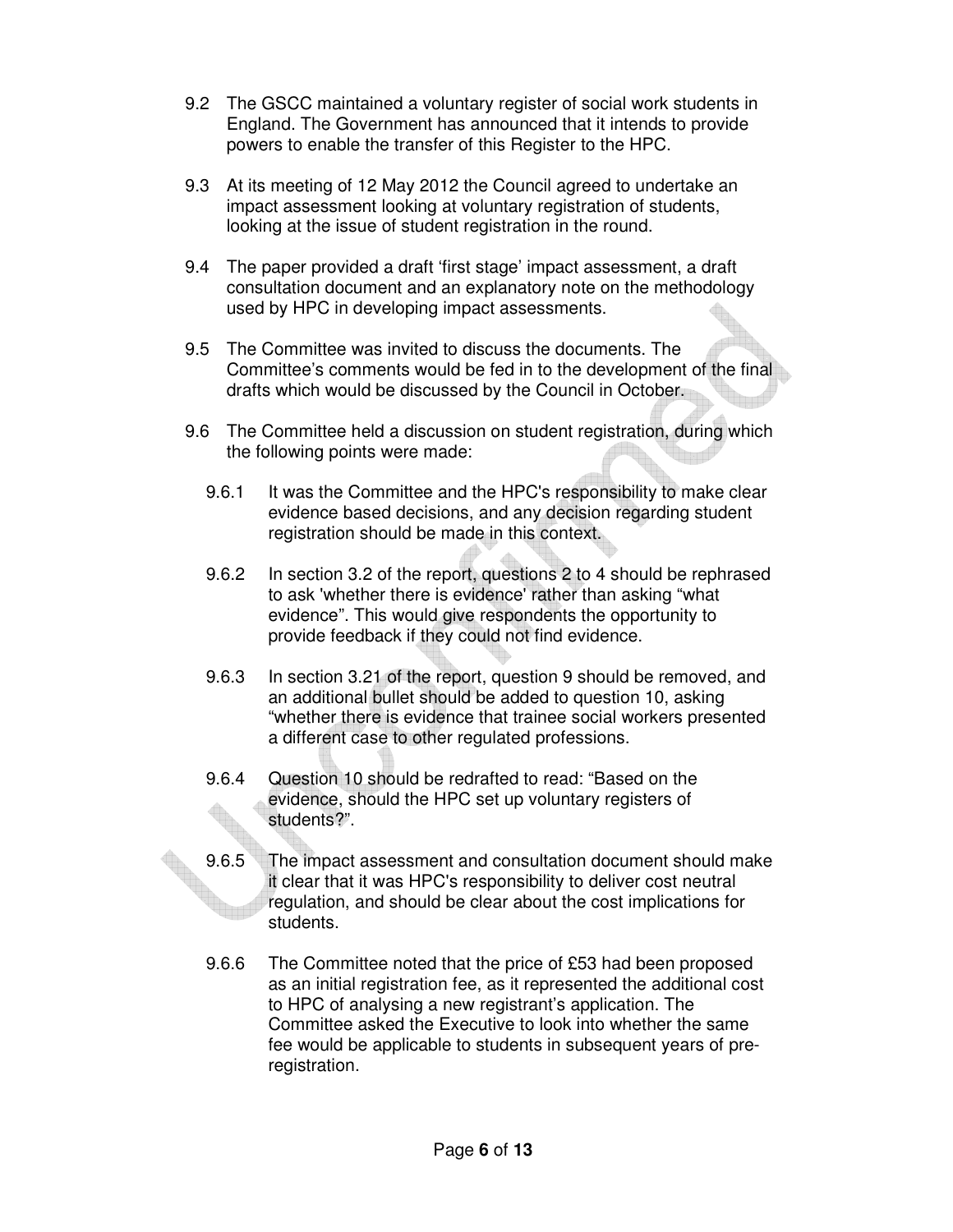9.2 The GSCC maintained a voluntary register of social work students in England. The Government has announced that it intends to provide powers to enable the transfer of this Register to the HPC.

9.3 At its meeting of 12 May 2012 the Council agreed to undertake an impact assessment looking at voluntary registration of students, looking at the issue of student registration in the round.

9.4 The paper provided a draft 'first stage' impact assessment, a draft consultation document and an explanatory note on the methodology used by HPC in developing impact assessments.

9.5 The Committee was invited to discuss the documents. The Committee's comments would be fed in to the development of the final drafts which would be discussed by the Council in October.

9.6 The Committee held a discussion on student registration, during which the following points were made:

9.6.1 It was the Committee and the HPC's responsibility to make clear evidence based decisions, and any decision regarding student registration should be made in this context.

9.6.2 In section 3.2 of the report, questions 2 to 4 should be rephrased to ask 'whether there is evidence' rather than asking "what evidence". This would give respondents the opportunity to provide feedback if they could not find evidence.

9.6.3 In section 3.21 of the report, question 9 should be removed, and an additional bullet should be added to question 10, asking "whether there is evidence that trainee social workers presented a different case to other regulated professions.

9.6.4 Question 10 should be redrafted to read: "Based on the evidence, should the HPC set up voluntary registers of students?".

9.6.5 The impact assessment and consultation document should make it clear that it was HPC's responsibility to deliver cost neutral regulation, and should be clear about the cost implications for students.

9.6.6 The Committee noted that the price of £53 had been proposed as an initial registration fee, as it represented the additional cost to HPC of analysing a new registrant's application. The Committee asked the Executive to look into whether the same fee would be applicable to students in subsequent years of pre-registration.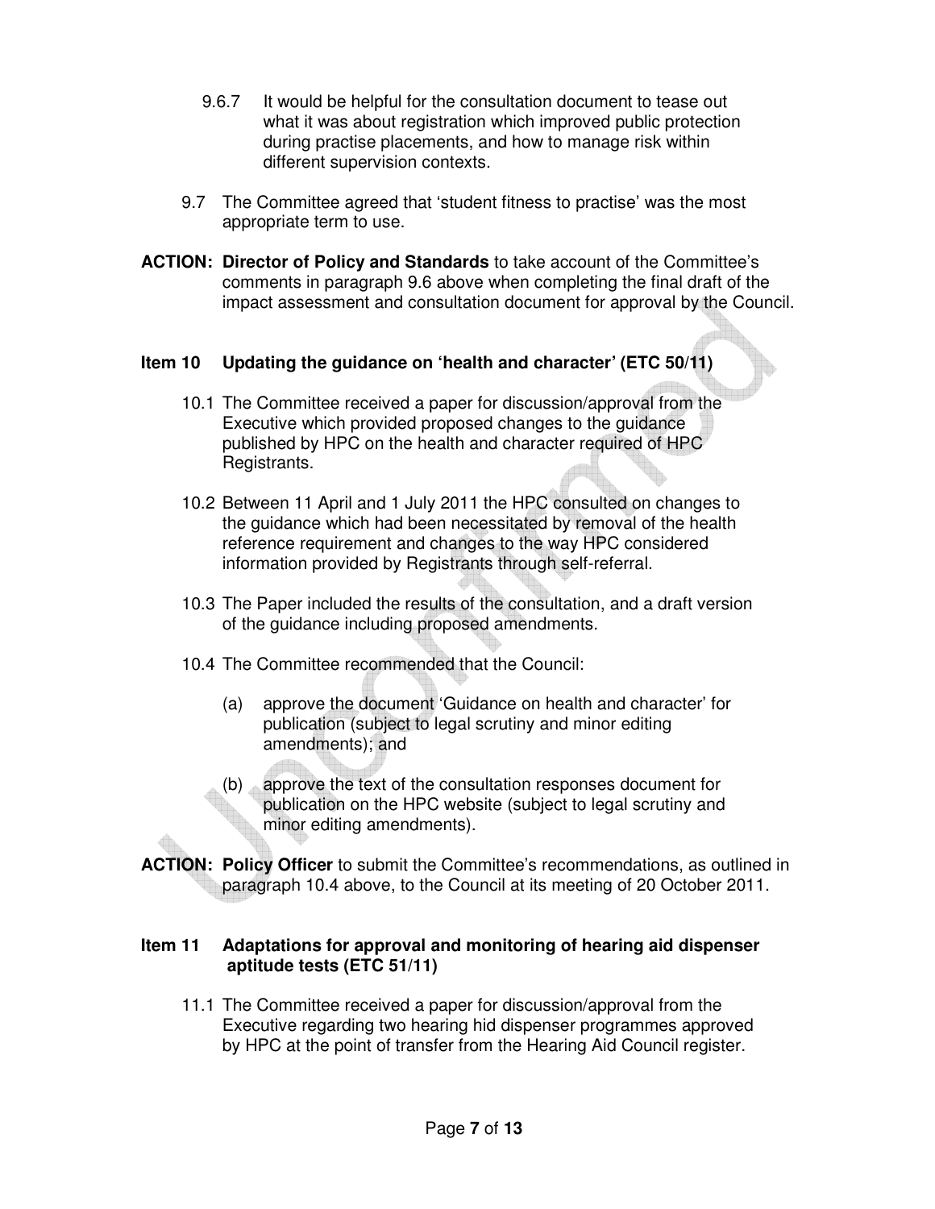9.6.7 It would be helpful for the consultation document to tease out what it was about registration which improved public protection during practise placements, and how to manage risk within different supervision contexts.

9.7 The Committee agreed that 'student fitness to practise' was the most appropriate term to use.

**ACTION: Director of Policy and Standards** to take account of the Committee's comments in paragraph 9.6 above when completing the final draft of the impact assessment and consultation document for approval by the Council.

### Item 10 Updating the guidance on 'health and character' (ETC 50/11)

10.1 The Committee received a paper for discussion/approval from the Executive which provided proposed changes to the guidance published by HPC on the health and character required of HPC Registrants.

10.2 Between 11 April and 1 July 2011 the HPC consulted on changes to the guidance which had been necessitated by removal of the health reference requirement and changes to the way HPC considered information provided by Registrants through self-referral.

10.3 The Paper included the results of the consultation, and a draft version of the guidance including proposed amendments.

10.4 The Committee recommended that the Council:

(a) approve the document 'Guidance on health and character' for publication (subject to legal scrutiny and minor editing amendments); and

(b) approve the text of the consultation responses document for publication on the HPC website (subject to legal scrutiny and minor editing amendments).

**ACTION: Policy Officer** to submit the Committee's recommendations, as outlined in paragraph 10.4 above, to the Council at its meeting of 20 October 2011.

### Item 11 Adaptations for approval and monitoring of hearing aid dispenser aptitude tests (ETC 51/11)

11.1 The Committee received a paper for discussion/approval from the Executive regarding two hearing hid dispenser programmes approved by HPC at the point of transfer from the Hearing Aid Council register.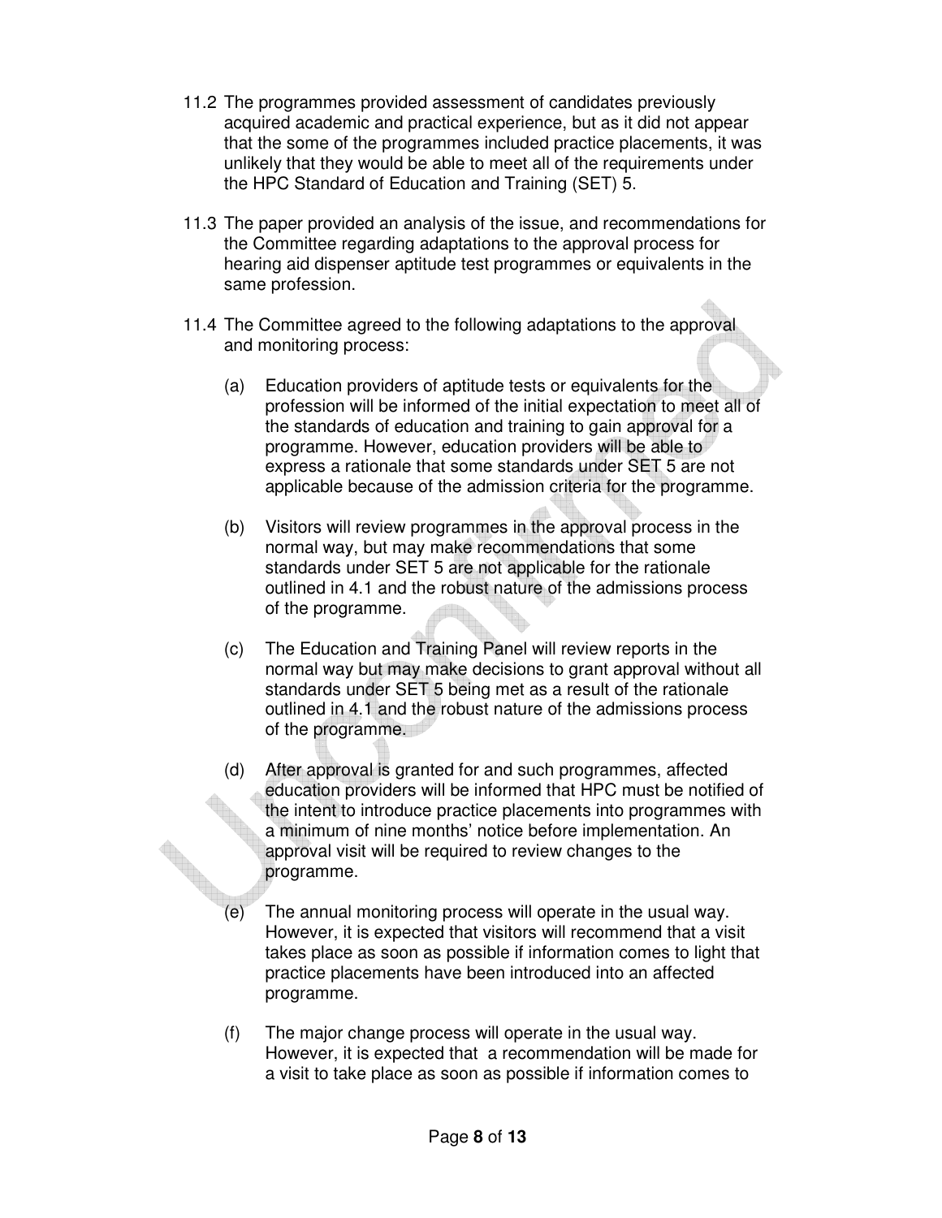11.2 The programmes provided assessment of candidates previously acquired academic and practical experience, but as it did not appear that the some of the programmes included practice placements, it was unlikely that they would be able to meet all of the requirements under the HPC Standard of Education and Training (SET) 5.

11.3 The paper provided an analysis of the issue, and recommendations for the Committee regarding adaptations to the approval process for hearing aid dispenser aptitude test programmes or equivalents in the same profession.

11.4 The Committee agreed to the following adaptations to the approval and monitoring process:

(a) Education providers of aptitude tests or equivalents for the profession will be informed of the initial expectation to meet all of the standards of education and training to gain approval for a programme. However, education providers will be able to express a rationale that some standards under SET 5 are not applicable because of the admission criteria for the programme.

(b) Visitors will review programmes in the approval process in the normal way, but may make recommendations that some standards under SET 5 are not applicable for the rationale outlined in 4.1 and the robust nature of the admissions process of the programme.

(c) The Education and Training Panel will review reports in the normal way but may make decisions to grant approval without all standards under SET 5 being met as a result of the rationale outlined in 4.1 and the robust nature of the admissions process of the programme.

(d) After approval is granted for and such programmes, affected education providers will be informed that HPC must be notified of the intent to introduce practice placements into programmes with a minimum of nine months' notice before implementation. An approval visit will be required to review changes to the programme.

(e) The annual monitoring process will operate in the usual way. However, it is expected that visitors will recommend that a visit takes place as soon as possible if information comes to light that practice placements have been introduced into an affected programme.

(f) The major change process will operate in the usual way. However, it is expected that a recommendation will be made for a visit to take place as soon as possible if information comes to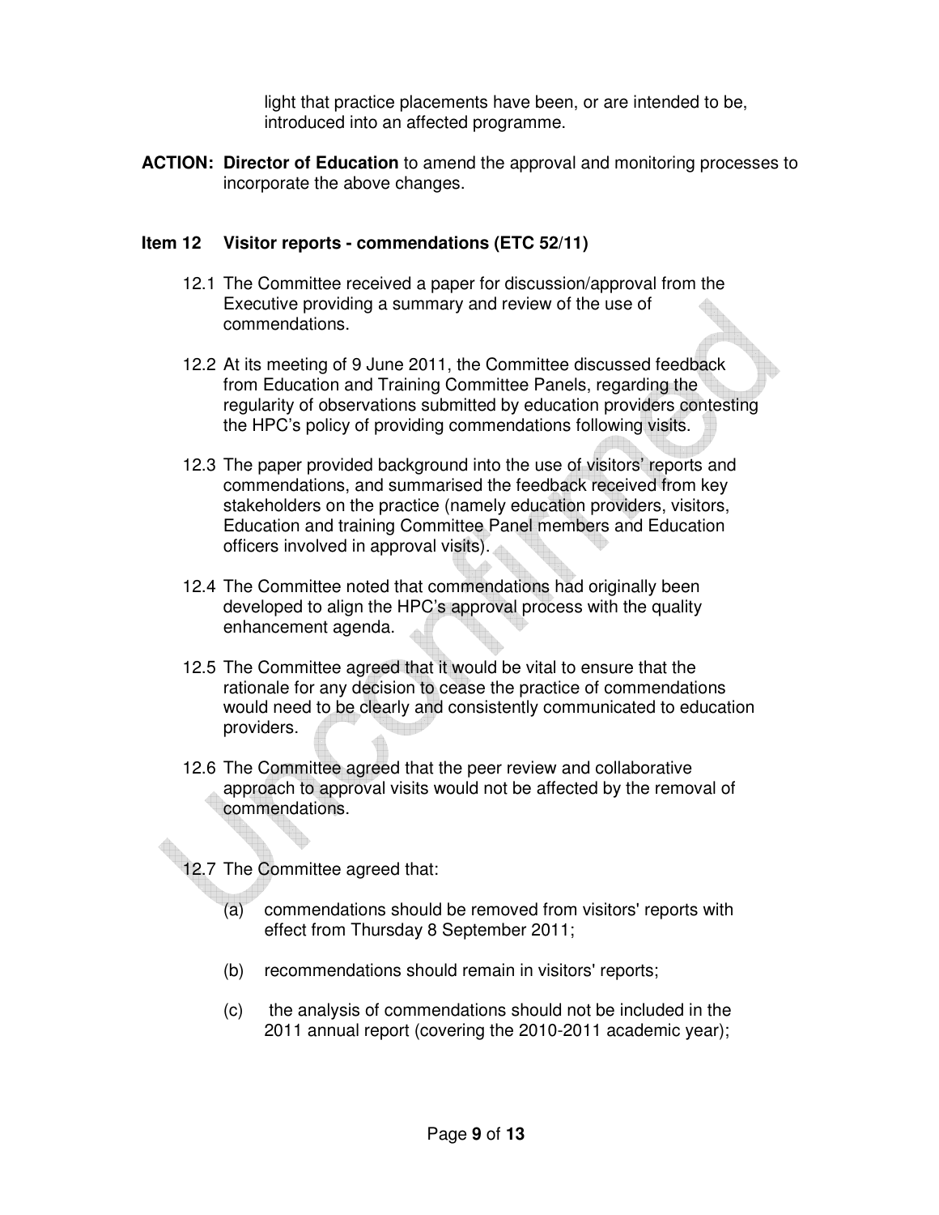light that practice placements have been, or are intended to be, introduced into an affected programme.

**ACTION: Director of Education** to amend the approval and monitoring processes to incorporate the above changes.

### Item 12 Visitor reports - commendations (ETC 52/11)

12.1 The Committee received a paper for discussion/approval from the Executive providing a summary and review of the use of commendations.

12.2 At its meeting of 9 June 2011, the Committee discussed feedback from Education and Training Committee Panels, regarding the regularity of observations submitted by education providers contesting the HPC's policy of providing commendations following visits.

12.3 The paper provided background into the use of visitors' reports and commendations, and summarised the feedback received from key stakeholders on the practice (namely education providers, visitors, Education and training Committee Panel members and Education officers involved in approval visits).

12.4 The Committee noted that commendations had originally been developed to align the HPC's approval process with the quality enhancement agenda.

12.5 The Committee agreed that it would be vital to ensure that the rationale for any decision to cease the practice of commendations would need to be clearly and consistently communicated to education providers.

12.6 The Committee agreed that the peer review and collaborative approach to approval visits would not be affected by the removal of commendations.

12.7 The Committee agreed that:

(a) commendations should be removed from visitors' reports with effect from Thursday 8 September 2011;

(b) recommendations should remain in visitors' reports;

(c) the analysis of commendations should not be included in the 2011 annual report (covering the 2010-2011 academic year);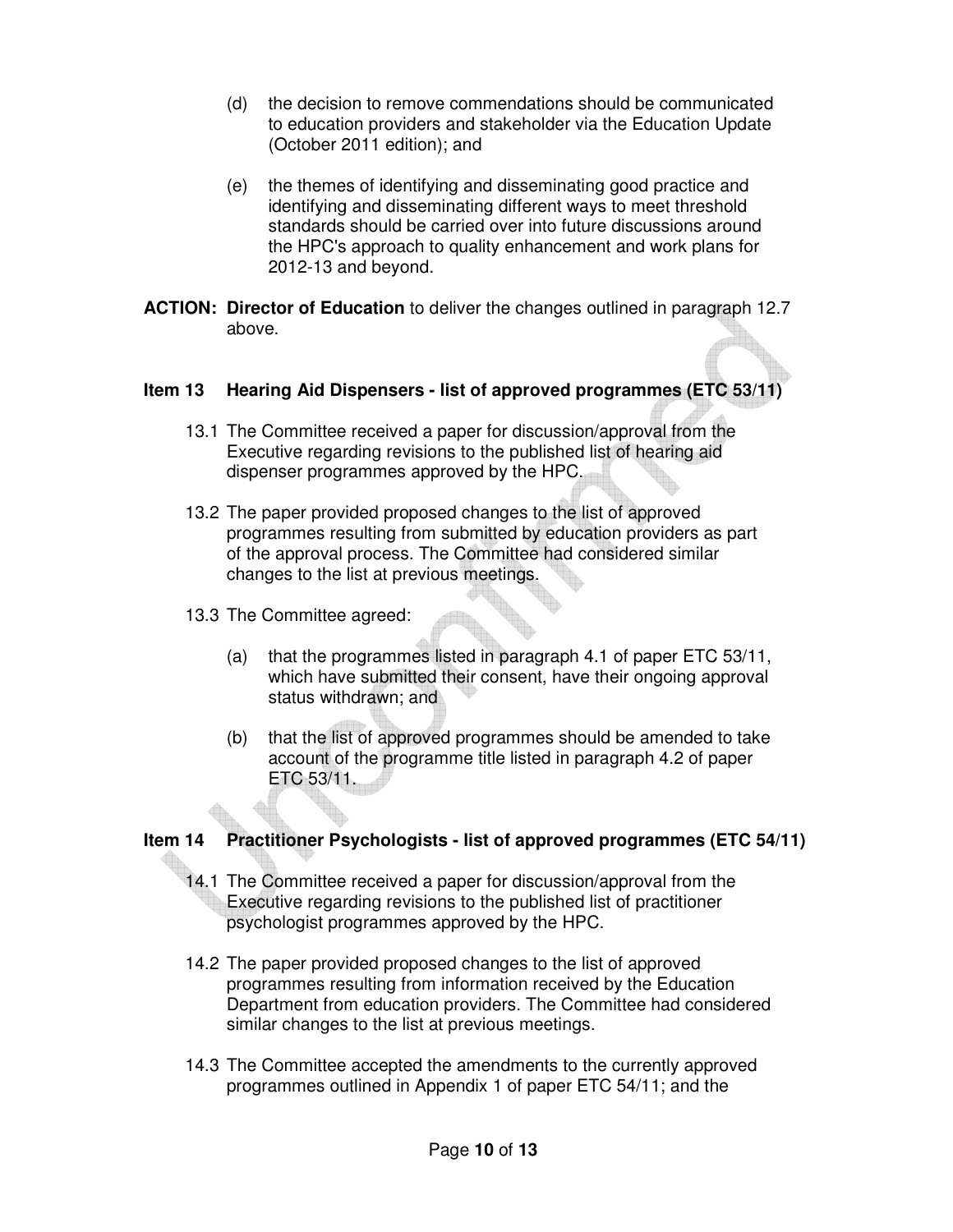(d) the decision to remove commendations should be communicated to education providers and stakeholder via the Education Update (October 2011 edition); and

(e) the themes of identifying and disseminating good practice and identifying and disseminating different ways to meet threshold standards should be carried over into future discussions around the HPC's approach to quality enhancement and work plans for 2012-13 and beyond.

**ACTION:** **Director of Education** to deliver the changes outlined in paragraph 12.7 above.

## Item 13 Hearing Aid Dispensers - list of approved programmes (ETC 53/11)

13.1 The Committee received a paper for discussion/approval from the Executive regarding revisions to the published list of hearing aid dispenser programmes approved by the HPC.

13.2 The paper provided proposed changes to the list of approved programmes resulting from submitted by education providers as part of the approval process. The Committee had considered similar changes to the list at previous meetings.

13.3 The Committee agreed:

(a) that the programmes listed in paragraph 4.1 of paper ETC 53/11, which have submitted their consent, have their ongoing approval status withdrawn; and

(b) that the list of approved programmes should be amended to take account of the programme title listed in paragraph 4.2 of paper ETC 53/11.

## Item 14 Practitioner Psychologists - list of approved programmes (ETC 54/11)

14.1 The Committee received a paper for discussion/approval from the Executive regarding revisions to the published list of practitioner psychologist programmes approved by the HPC.

14.2 The paper provided proposed changes to the list of approved programmes resulting from information received by the Education Department from education providers. The Committee had considered similar changes to the list at previous meetings.

14.3 The Committee accepted the amendments to the currently approved programmes outlined in Appendix 1 of paper ETC 54/11; and the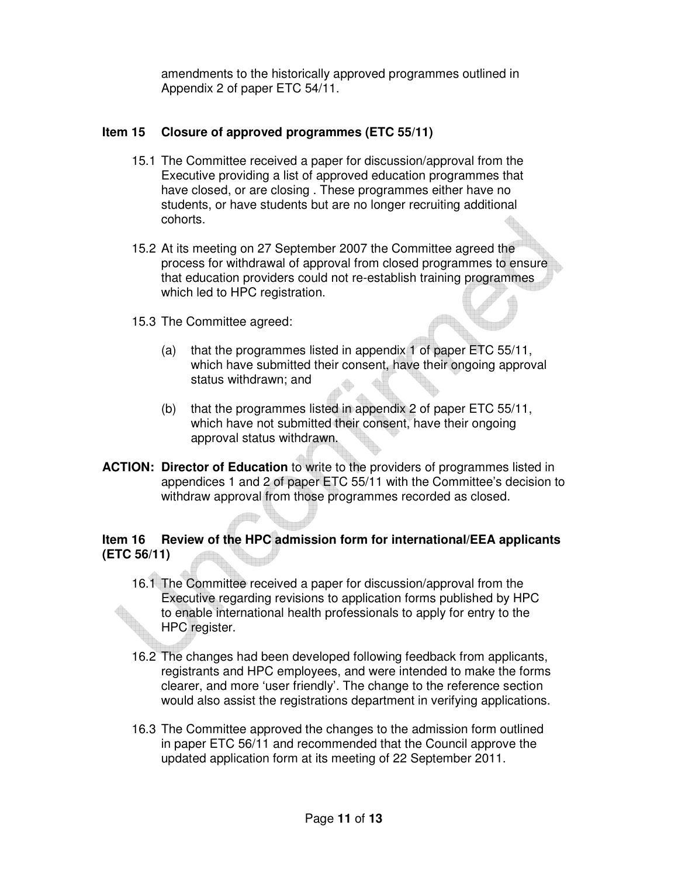amendments to the historically approved programmes outlined in Appendix 2 of paper ETC 54/11.

**Item 15 Closure of approved programmes (ETC 55/11)**

15.1 The Committee received a paper for discussion/approval from the Executive providing a list of approved education programmes that have closed, or are closing . These programmes either have no students, or have students but are no longer recruiting additional cohorts.

15.2 At its meeting on 27 September 2007 the Committee agreed the process for withdrawal of approval from closed programmes to ensure that education providers could not re-establish training programmes which led to HPC registration.

15.3 The Committee agreed:

(a) that the programmes listed in appendix 1 of paper ETC 55/11, which have submitted their consent, have their ongoing approval status withdrawn; and

(b) that the programmes listed in appendix 2 of paper ETC 55/11, which have not submitted their consent, have their ongoing approval status withdrawn.

**ACTION: Director of Education** to write to the providers of programmes listed in appendices 1 and 2 of paper ETC 55/11 with the Committee's decision to withdraw approval from those programmes recorded as closed.

**Item 16 Review of the HPC admission form for international/EEA applicants (ETC 56/11)**

16.1 The Committee received a paper for discussion/approval from the Executive regarding revisions to application forms published by HPC to enable international health professionals to apply for entry to the HPC register.

16.2 The changes had been developed following feedback from applicants, registrants and HPC employees, and were intended to make the forms clearer, and more 'user friendly'. The change to the reference section would also assist the registrations department in verifying applications.

16.3 The Committee approved the changes to the admission form outlined in paper ETC 56/11 and recommended that the Council approve the updated application form at its meeting of 22 September 2011.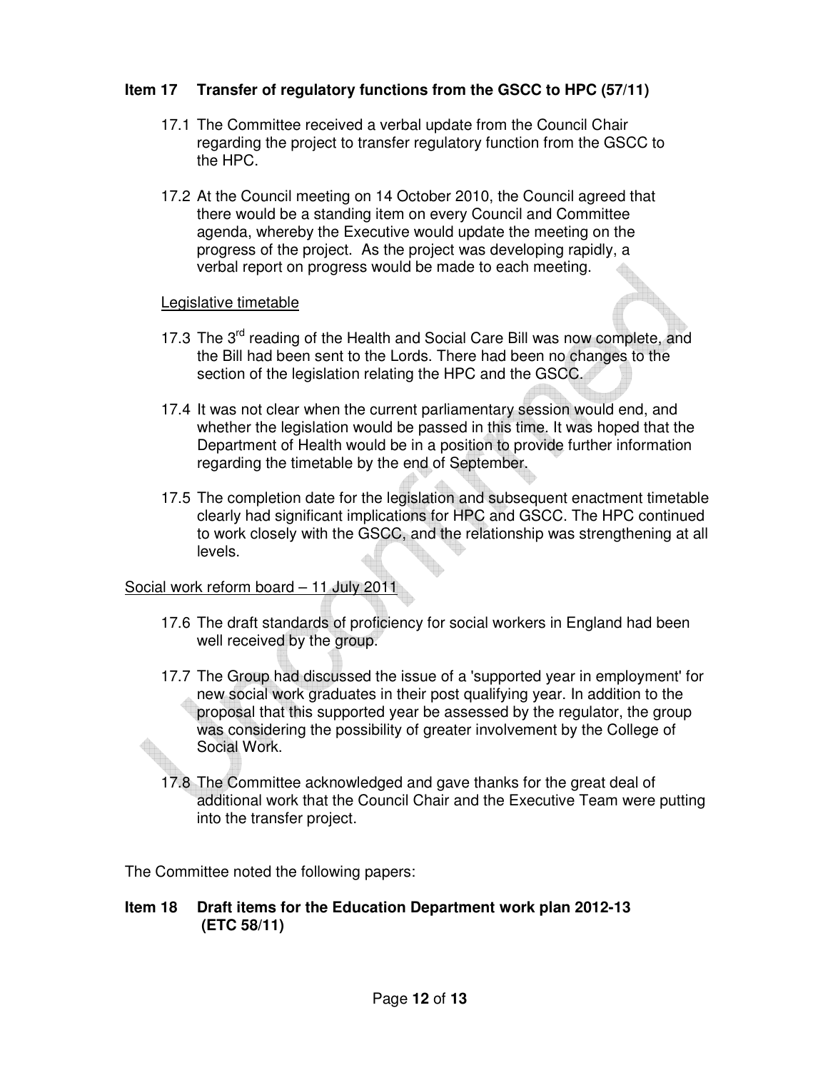## Item 17 Transfer of regulatory functions from the GSCC to HPC (57/11)

17.1 The Committee received a verbal update from the Council Chair regarding the project to transfer regulatory function from the GSCC to the HPC.

17.2 At the Council meeting on 14 October 2010, the Council agreed that there would be a standing item on every Council and Committee agenda, whereby the Executive would update the meeting on the progress of the project. As the project was developing rapidly, a verbal report on progress would be made to each meeting.

Legislative timetable

17.3 The 3rd reading of the Health and Social Care Bill was now complete, and the Bill had been sent to the Lords. There had been no changes to the section of the legislation relating the HPC and the GSCC.

17.4 It was not clear when the current parliamentary session would end, and whether the legislation would be passed in this time. It was hoped that the Department of Health would be in a position to provide further information regarding the timetable by the end of September.

17.5 The completion date for the legislation and subsequent enactment timetable clearly had significant implications for HPC and GSCC. The HPC continued to work closely with the GSCC, and the relationship was strengthening at all levels.

Social work reform board – 11 July 2011

17.6 The draft standards of proficiency for social workers in England had been well received by the group.

17.7 The Group had discussed the issue of a 'supported year in employment' for new social work graduates in their post qualifying year. In addition to the proposal that this supported year be assessed by the regulator, the group was considering the possibility of greater involvement by the College of Social Work.

17.8 The Committee acknowledged and gave thanks for the great deal of additional work that the Council Chair and the Executive Team were putting into the transfer project.

The Committee noted the following papers:

## Item 18 Draft items for the Education Department work plan 2012-13 (ETC 58/11)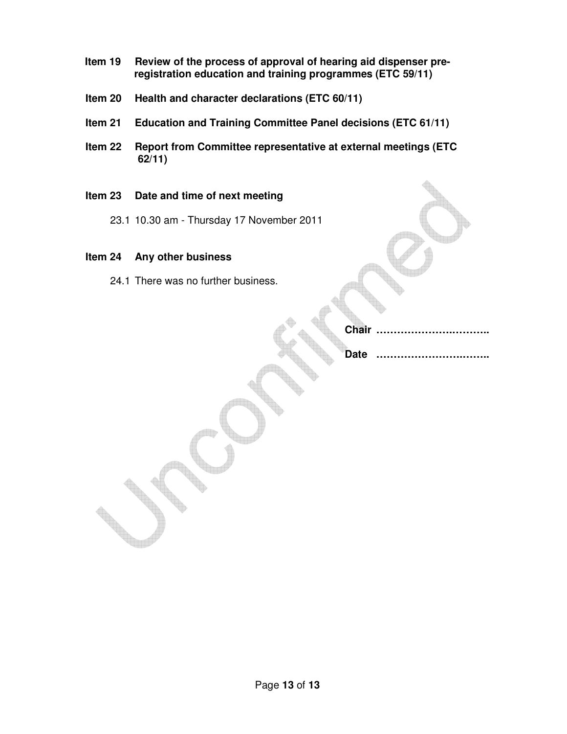**Item 19 Review of the process of approval of hearing aid dispenser pre-registration education and training programmes (ETC 59/11)**

**Item 20 Health and character declarations (ETC 60/11)**

**Item 21 Education and Training Committee Panel decisions (ETC 61/11)**

**Item 22 Report from Committee representative at external meetings (ETC 62/11)**

**Item 23 Date and time of next meeting**

23.1 10.30 am - Thursday 17 November 2011

**Item 24 Any other business**

24.1 There was no further business.

**Chair** …………………………..

**Date** …………………………..

Unconfirmed